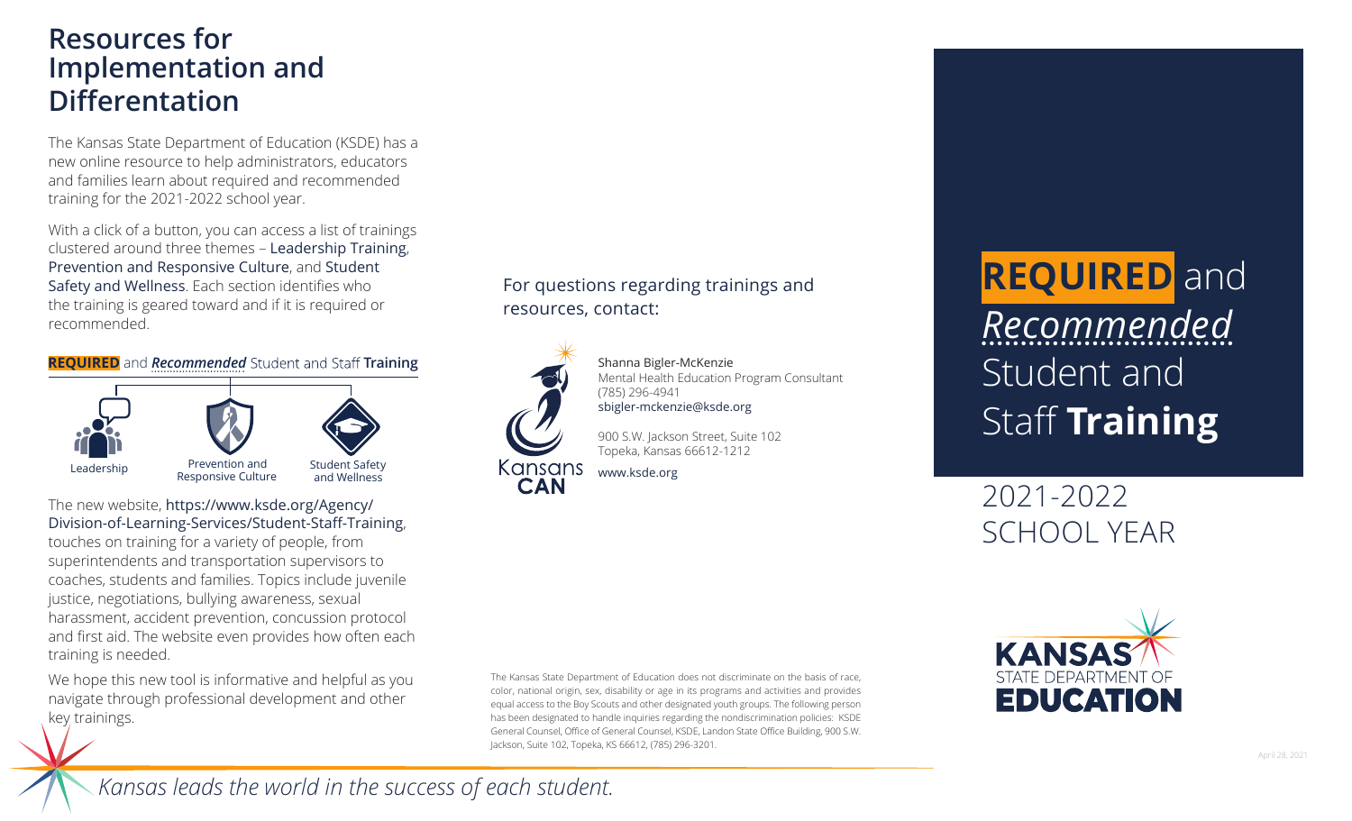## Resources for Implementation and Differentation

The Kansas State Department of Education (KSDE) has a new online resource to help administrators, educators and families learn about required and recommended training for the 2021-2022 school year.

With a click of a button, you can access a list of trainings clustered around three themes – Leadership Training, Prevention and Responsive Culture, and Student Safety and Wellness. Each section identifies who the training is geared toward and if it is required or recommended.

**REQUIRED** and ***Recommended*** Student and Staff **Training**

- Leadership
- Prevention and Responsive Culture
- Student Safety and Wellness

The new website, https://www.ksde.org/Agency/Division-of-Learning-Services/Student-Staff-Training, touches on training for a variety of people, from superintendents and transportation supervisors to coaches, students and families. Topics include juvenile justice, negotiations, bullying awareness, sexual harassment, accident prevention, concussion protocol and first aid. The website even provides how often each training is needed.

We hope this new tool is informative and helpful as you navigate through professional development and other key trainings.

For questions regarding trainings and resources, contact:

Kansans CAN

Shanna Bigler-McKenzie
Mental Health Education Program Consultant
(785) 296-4941
sbigler-mckenzie@ksde.org

900 S.W. Jackson Street, Suite 102
Topeka, Kansas 66612-1212

www.ksde.org

The Kansas State Department of Education does not discriminate on the basis of race, color, national origin, sex, disability or age in its programs and activities and provides equal access to the Boy Scouts and other designated youth groups. The following person has been designated to handle inquiries regarding the nondiscrimination policies: KSDE General Counsel, Office of General Counsel, KSDE, Landon State Office Building, 900 S.W. Jackson, Suite 102, Topeka, KS 66612, (785) 296-3201.

*Kansas leads the world in the success of each student.*

# **REQUIRED** and *Recommended* Student and Staff **Training**

## 2021-2022 SCHOOL YEAR

KANSAS STATE DEPARTMENT OF EDUCATION

April 28, 2021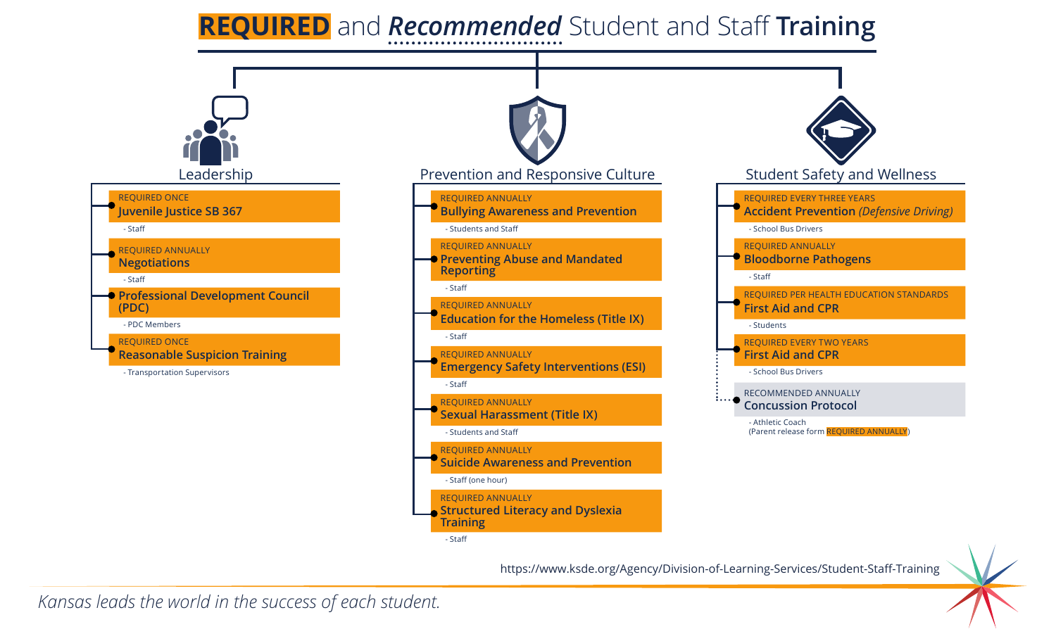# REQUIRED and *Recommended* Student and Staff **Training**

## Leadership

REQUIRED ONCE
**Juvenile Justice SB 367**
- Staff

REQUIRED ANNUALLY
**Negotiations**
- Staff

**Professional Development Council (PDC)**
- PDC Members

REQUIRED ONCE
**Reasonable Suspicion Training**
- Transportation Supervisors

## Prevention and Responsive Culture

REQUIRED ANNUALLY
**Bullying Awareness and Prevention**
- Students and Staff

REQUIRED ANNUALLY
**Preventing Abuse and Mandated Reporting**
- Staff

REQUIRED ANNUALLY
**Education for the Homeless (Title IX)**
- Staff

REQUIRED ANNUALLY
**Emergency Safety Interventions (ESI)**
- Staff

REQUIRED ANNUALLY
**Sexual Harassment (Title IX)**
- Students and Staff

REQUIRED ANNUALLY
**Suicide Awareness and Prevention**
- Staff (one hour)

REQUIRED ANNUALLY
**Structured Literacy and Dyslexia Training**
- Staff

## Student Safety and Wellness

REQUIRED EVERY THREE YEARS
**Accident Prevention *(Defensive Driving)***
- School Bus Drivers

REQUIRED ANNUALLY
**Bloodborne Pathogens**
- Staff

REQUIRED PER HEALTH EDUCATION STANDARDS
**First Aid and CPR**
- Students

REQUIRED EVERY TWO YEARS
**First Aid and CPR**
- School Bus Drivers

RECOMMENDED ANNUALLY
**Concussion Protocol**
- Athletic Coach
(Parent release form REQUIRED ANNUALLY)

https://www.ksde.org/Agency/Division-of-Learning-Services/Student-Staff-Training

*Kansas leads the world in the success of each student.*